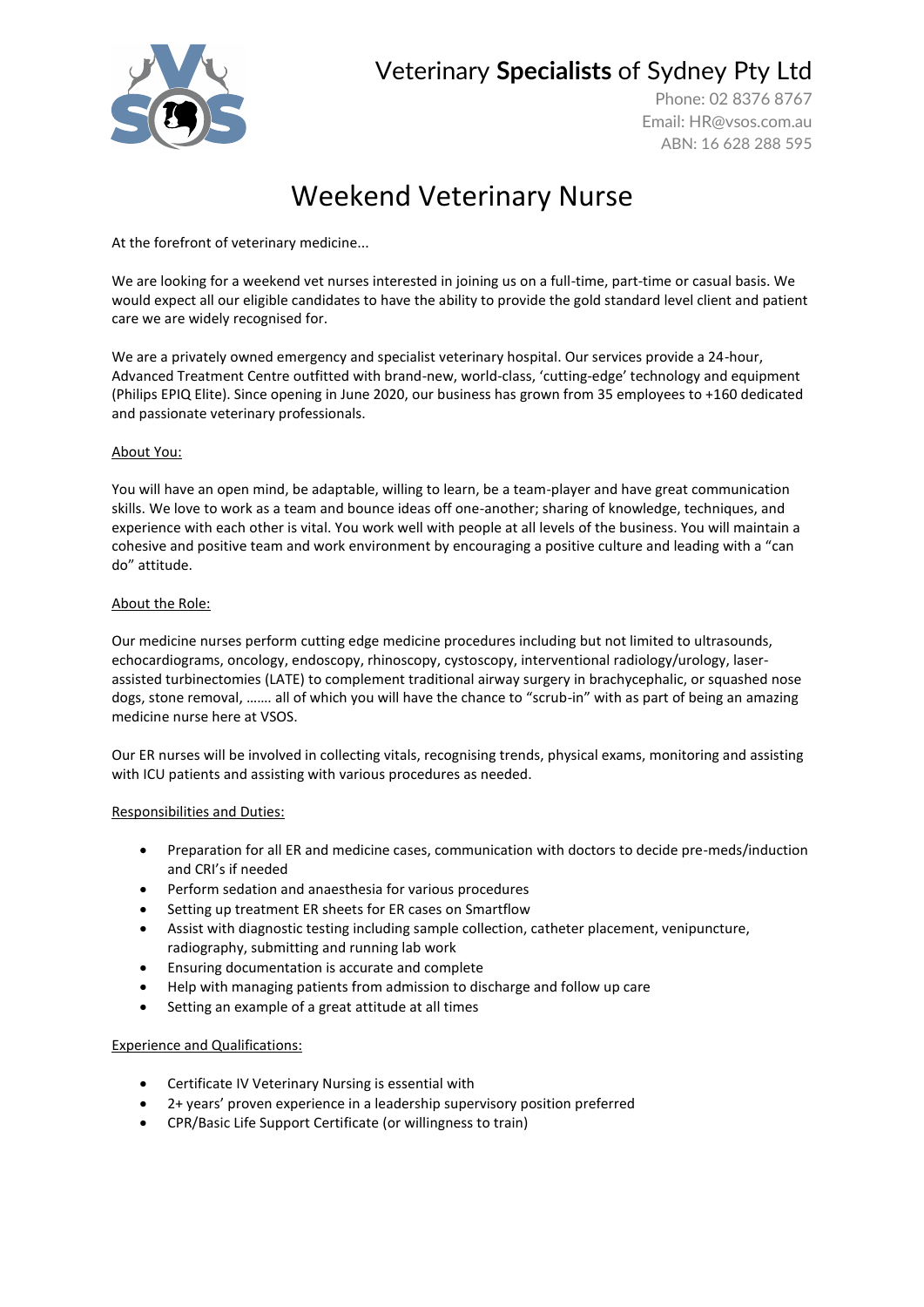# Veterinary **Specialists** of Sydney Pty Ltd

Phone: 02 8376 8767
Email: HR@vsos.com.au
ABN: 16 628 288 595

# Weekend Veterinary Nurse

At the forefront of veterinary medicine...

We are looking for a weekend vet nurses interested in joining us on a full-time, part-time or casual basis. We would expect all our eligible candidates to have the ability to provide the gold standard level client and patient care we are widely recognised for.

We are a privately owned emergency and specialist veterinary hospital. Our services provide a 24-hour, Advanced Treatment Centre outfitted with brand-new, world-class, 'cutting-edge' technology and equipment (Philips EPIQ Elite). Since opening in June 2020, our business has grown from 35 employees to +160 dedicated and passionate veterinary professionals.

## About You:

You will have an open mind, be adaptable, willing to learn, be a team-player and have great communication skills. We love to work as a team and bounce ideas off one-another; sharing of knowledge, techniques, and experience with each other is vital. You work well with people at all levels of the business. You will maintain a cohesive and positive team and work environment by encouraging a positive culture and leading with a "can do" attitude.

## About the Role:

Our medicine nurses perform cutting edge medicine procedures including but not limited to ultrasounds, echocardiograms, oncology, endoscopy, rhinoscopy, cystoscopy, interventional radiology/urology, laser-assisted turbinectomies (LATE) to complement traditional airway surgery in brachycephalic, or squashed nose dogs, stone removal, ……. all of which you will have the chance to "scrub-in" with as part of being an amazing medicine nurse here at VSOS.

Our ER nurses will be involved in collecting vitals, recognising trends, physical exams, monitoring and assisting with ICU patients and assisting with various procedures as needed.

## Responsibilities and Duties:

- Preparation for all ER and medicine cases, communication with doctors to decide pre-meds/induction and CRI's if needed
- Perform sedation and anaesthesia for various procedures
- Setting up treatment ER sheets for ER cases on Smartflow
- Assist with diagnostic testing including sample collection, catheter placement, venipuncture, radiography, submitting and running lab work
- Ensuring documentation is accurate and complete
- Help with managing patients from admission to discharge and follow up care
- Setting an example of a great attitude at all times

## Experience and Qualifications:

- Certificate IV Veterinary Nursing is essential with
- 2+ years' proven experience in a leadership supervisory position preferred
- CPR/Basic Life Support Certificate (or willingness to train)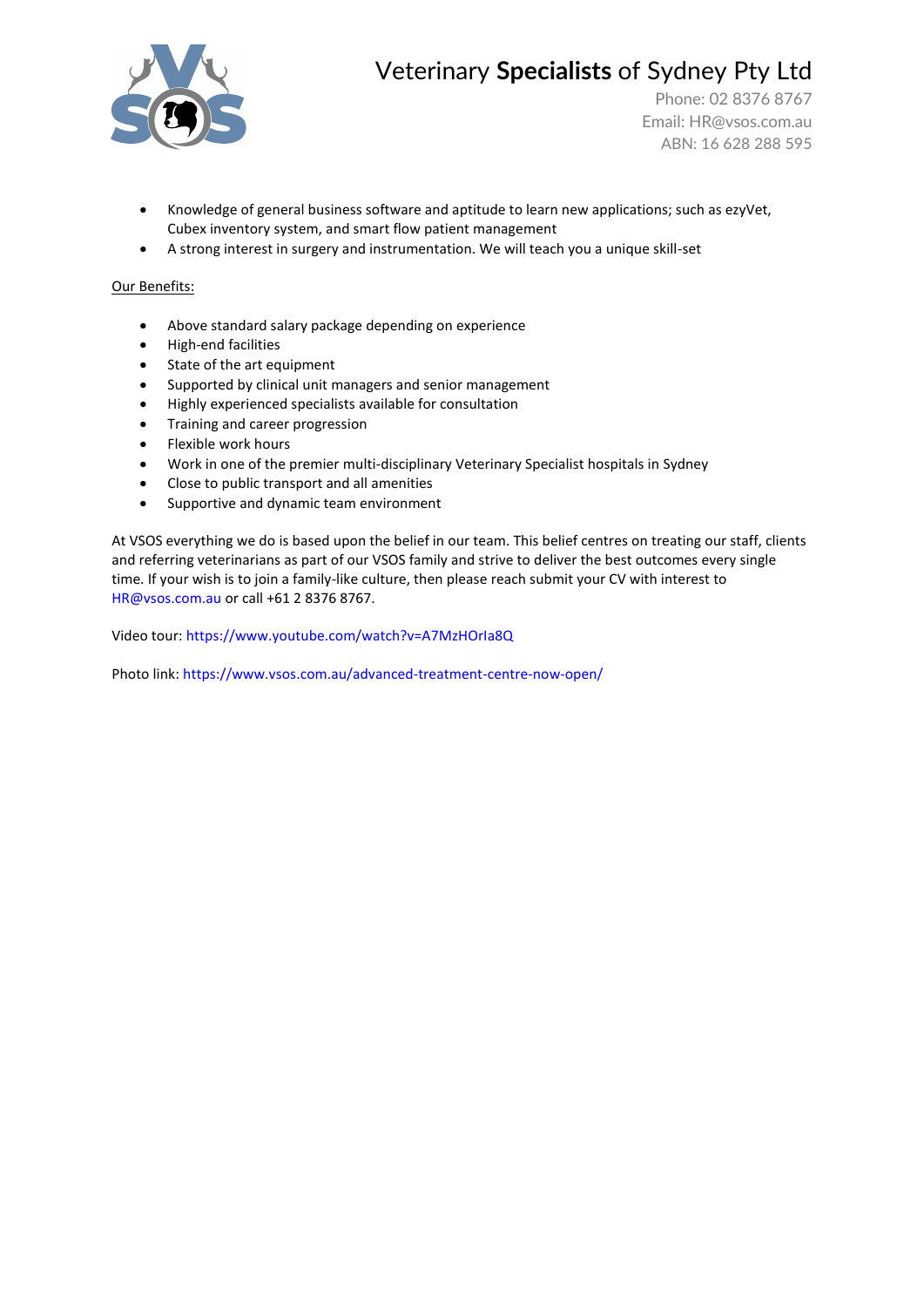- Knowledge of general business software and aptitude to learn new applications; such as ezyVet, Cubex inventory system, and smart flow patient management
- A strong interest in surgery and instrumentation. We will teach you a unique skill-set

Our Benefits:

- Above standard salary package depending on experience
- High-end facilities
- State of the art equipment
- Supported by clinical unit managers and senior management
- Highly experienced specialists available for consultation
- Training and career progression
- Flexible work hours
- Work in one of the premier multi-disciplinary Veterinary Specialist hospitals in Sydney
- Close to public transport and all amenities
- Supportive and dynamic team environment

At VSOS everything we do is based upon the belief in our team. This belief centres on treating our staff, clients and referring veterinarians as part of our VSOS family and strive to deliver the best outcomes every single time. If your wish is to join a family-like culture, then please reach submit your CV with interest to HR@vsos.com.au or call +61 2 8376 8767.

Video tour: https://www.youtube.com/watch?v=A7MzHOrIa8Q

Photo link: https://www.vsos.com.au/advanced-treatment-centre-now-open/